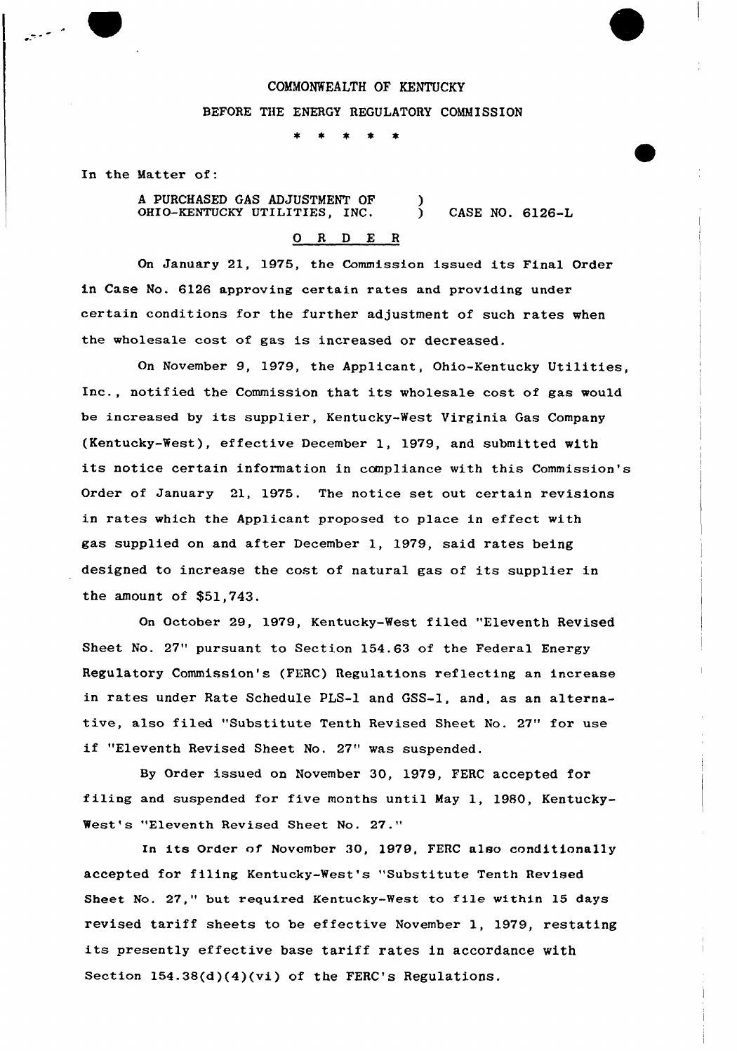COMMONWEALTH OF KENTUCKY

BEFORE THE ENERGY REGULATORY COMMISSION

\* \* \* \* \*

In the Matter of:

A PURCHASED GAS ADJUSTMENT OF OHIO-KENTUCKY UTILITIES, INC. ) CASE NO. 6126-L

## O R D E R

On January 21, 1975, the Commission issued its Final Order in Case No. 6126 approving certain rates and providing under certain conditions for the further adjustment of such rates when the wholesale cost of gas is increased or decreased.

On November 9, 1979, the Applicant, Ohio-Kentucky Utilities, Inc., notified the Commission that its wholesale cost of gas would be increased by its supplier, Kentucky-West Virginia Gas Company (Kentucky-West), effective December 1, 1979, and submitted with its notice certain information in compliance with this Commission's Order of January 21, 1975. The notice set out certain revisions in rates which the Applicant proposed to place in effect with gas supplied on and after December 1, 1979, said rates being designed to increase the cost of natural gas of its supplier in the amount of $51,743.

On October 29, 1979, Kentucky-West filed "Eleventh Revised Sheet No. 27" pursuant to Section 154.63 of the Federal Energy Regulatory Commission's (FERC) Regulations reflecting an increase in rates under Rate Schedule PLS-1 and GSS-1, and, as an alternative, also filed "Substitute Tenth Revised Sheet No. 27" for use if "Eleventh Revised Sheet No. 27" was suspended.

By Order issued on November 30, 1979, FERC accepted for filing and suspended for five months until May 1, 1980, Kentucky-West's "Eleventh Revised Sheet No. 27."

In its Order of November 30, 1979, FERC also conditionally accepted for filing Kentucky-West's "Substitute Tenth Revised Sheet No. 27," but required Kentucky-West to file within 15 days revised tariff sheets to be effective November 1, 1979, restating its presently effective base tariff rates in accordance with Section 154.38(d)(4)(vi) of the FERC's Regulations.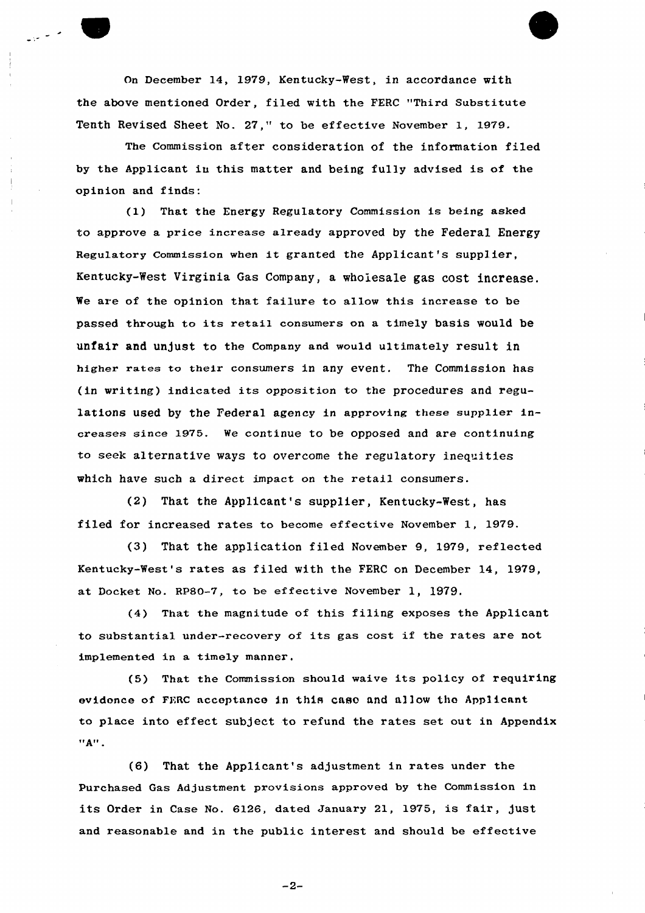On December 14, 1979, Kentucky-West, in accordance with the above mentioned Order, filed with the FERC "Third Substitute Tenth Revised Sheet No. 27," to be effective November 1, 1979.

The Commission after consideration of the information filed by the Applicant in this matter and being fully advised is of the opinion and finds:

(1) That the Energy Regulatory Commission is being asked to approve a price increase already approved by the Federal Energy Regulatory Commission when it granted the Applicant's supplier, Kentucky-West Virginia Gas Company, a wholesale gas cost increase. We are of the opinion that failure to allow this increase to be passed through to its retail consumers on a timely basis would be unfair and unjust to the Company and would ultimately result in higher rates to their consumers in any event. The Commission has (in writing) indicated its opposition to the procedures and regulations used by the Federal agency in approving these supplier increases since 1975. We continue to be opposed and are continuing to seek alternative ways to overcome the regulatory inequities which have such a direct impact on the retail consumers.

(2) That the Applicant's supplier, Kentucky-West, has filed for increased rates to become effective November 1, 1979.

(3) That the application filed November 9, 1979, reflected Kentucky-West's rates as filed with the FERC on December 14, 1979, at Docket No. RP80-7, to be effective November 1, 1979.

(4) That the magnitude of this filing exposes the Applicant to substantial under-recovery of its gas cost if the rates are not implemented in a timely manner.

(5) That the Commission should waive its policy of requiring evidence of FERC acceptance in this case and allow the Applicant to place into effect subject to refund the rates set out in Appendix "A".

(6) That the Applicant's adjustment in rates under the Purchased Gas Adjustment provisions approved by the Commission in its Order in Case No. 6126, dated January 21, 1975, is fair, just and reasonable and in the public interest and should be effective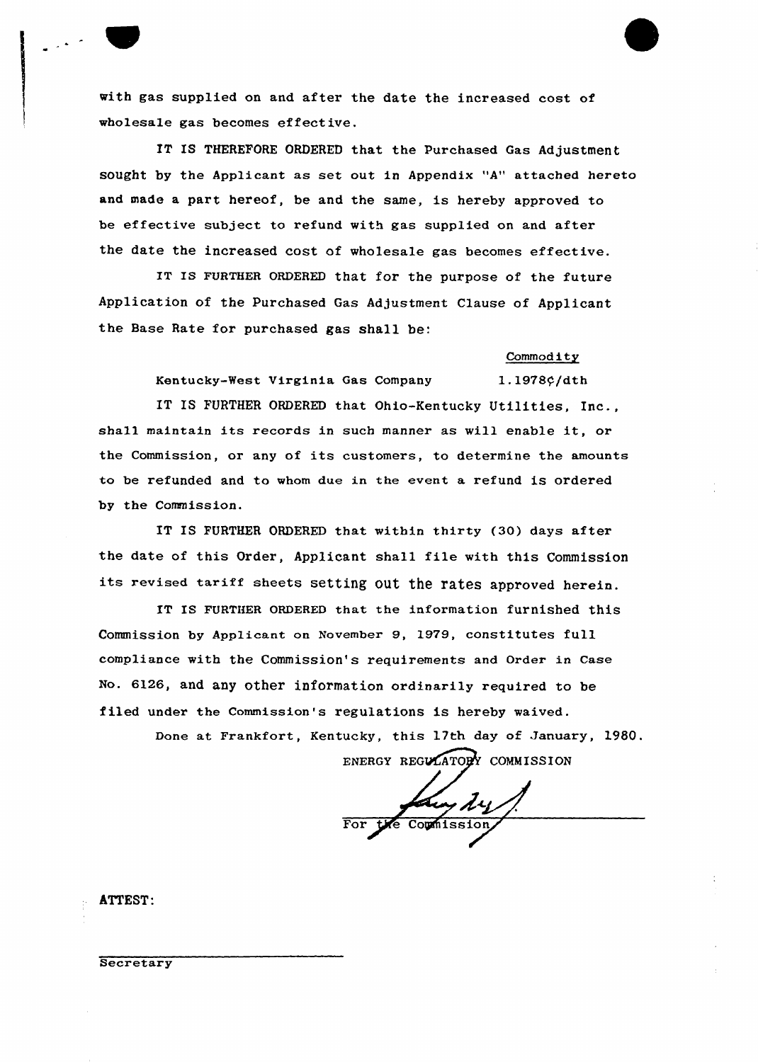with gas supplied on and after the date the increased cost of wholesale gas becomes effective.

IT IS THEREFORE ORDERED that the Purchased Gas Adjustment sought by the Applicant as set out in Appendix "A" attached hereto and made a part hereof, be and the same, is hereby approved to be effective subject to refund with gas supplied on and after the date the increased cost of wholesale gas becomes effective.

IT IS FURTHER ORDERED that for the purpose of the future Application of the Purchased Gas Adjustment Clause of Applicant the Base Rate for purchased gas shall be:

| | Commodity |
|---|---|
| Kentucky-West Virginia Gas Company | 1.1978¢/dth |

IT IS FURTHER ORDERED that Ohio-Kentucky Utilities, Inc., shall maintain its records in such manner as will enable it, or the Commission, or any of its customers, to determine the amounts to be refunded and to whom due in the event a refund is ordered by the Commission.

IT IS FURTHER ORDERED that within thirty (30) days after the date of this Order, Applicant shall file with this Commission its revised tariff sheets setting out the rates approved herein.

IT IS FURTHER ORDERED that the information furnished this Commission by Applicant on November 9, 1979, constitutes full compliance with the Commission's requirements and Order in Case No. 6126, and any other information ordinarily required to be filed under the Commission's regulations is hereby waived.

Done at Frankfort, Kentucky, this 17th day of January, 1980.

ENERGY REGULATORY COMMISSION

For the Commission

ATTEST:

Secretary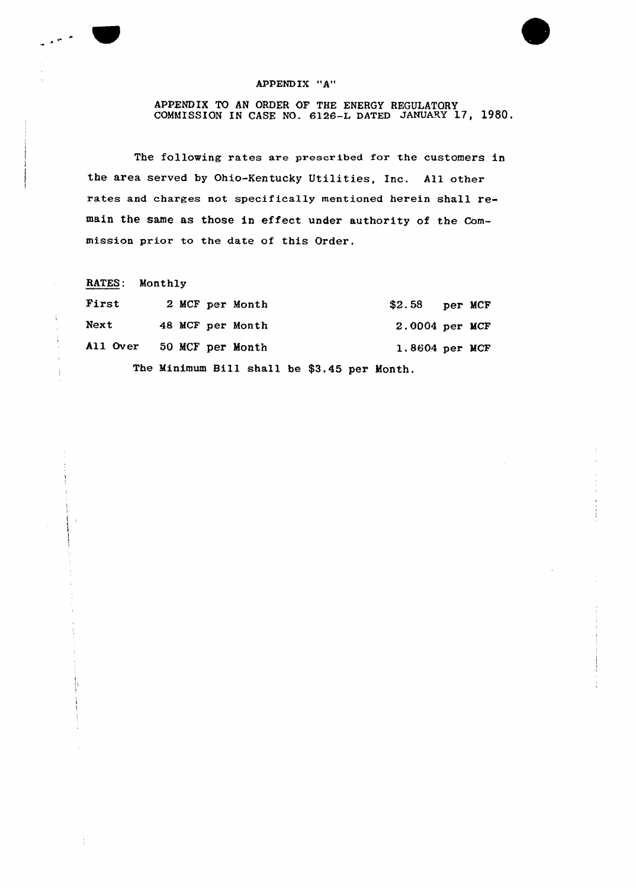# APPENDIX "A"

APPENDIX TO AN ORDER OF THE ENERGY REGULATORY COMMISSION IN CASE NO. 6126-L DATED JANUARY 17, 1980.

The following rates are prescribed for the customers in the area served by Ohio-Kentucky Utilities, Inc. All other rates and charges not specifically mentioned herein shall remain the same as those in effect under authority of the Commission prior to the date of this Order.

<u>RATES</u>: Monthly

| | | |
|---|---|---|
| First | 2 MCF per Month | $2.58 per MCF |
| Next | 48 MCF per Month | 2.0004 per MCF |
| All Over | 50 MCF per Month | 1.8604 per MCF |

The Minimum Bill shall be $3.45 per Month.